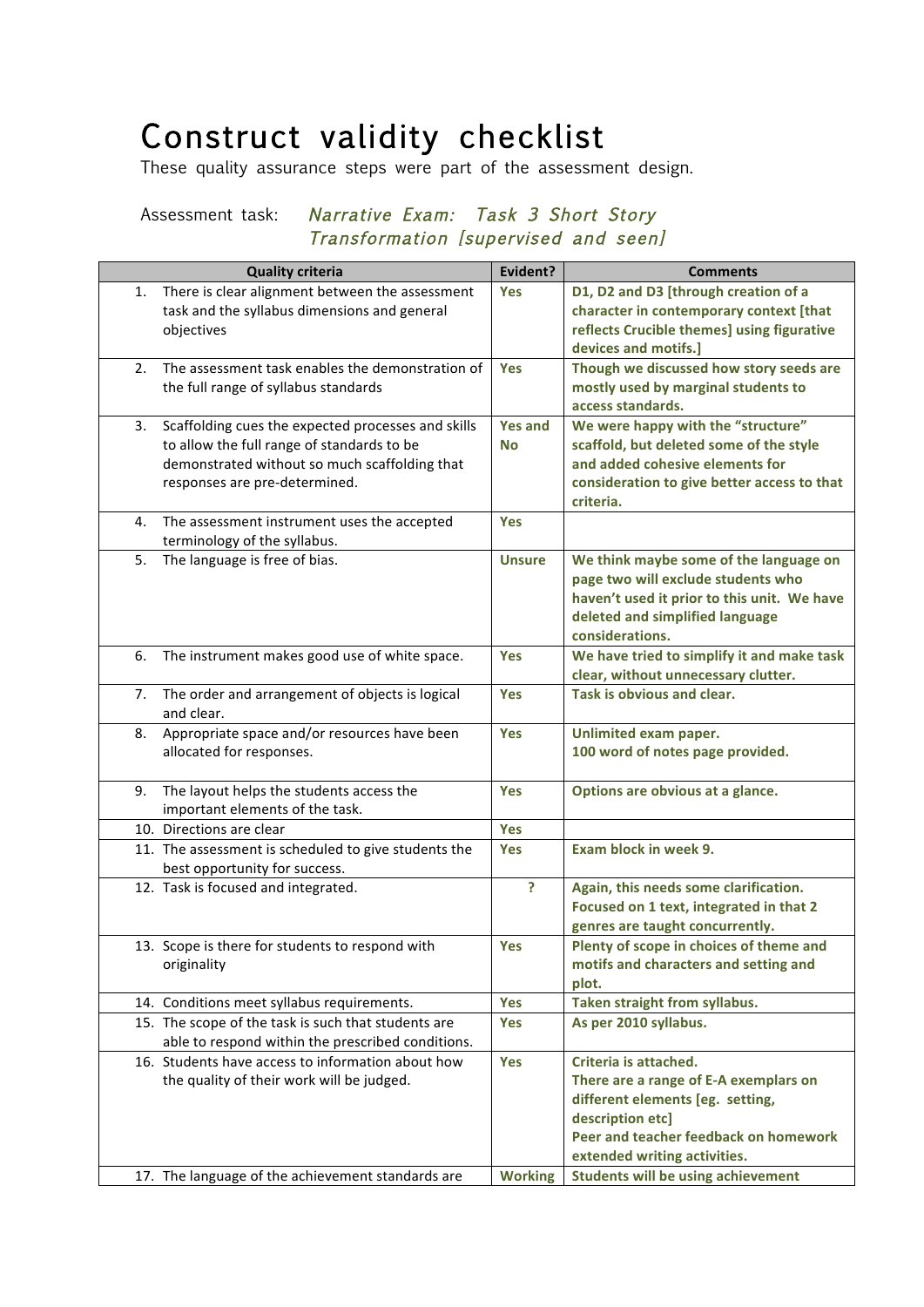# Construct validity checklist

These quality assurance steps were part of the assessment design.

Assessment task: *Narrative Exam: Task 3 Short Story Transformation [supervised and seen]*

| Quality criteria | Evident? | Comments |
|---|---|---|
| 1. There is clear alignment between the assessment task and the syllabus dimensions and general objectives | **Yes** | **D1, D2 and D3 [through creation of a character in contemporary context [that reflects Crucible themes] using figurative devices and motifs.]** |
| 2. The assessment task enables the demonstration of the full range of syllabus standards | **Yes** | **Though we discussed how story seeds are mostly used by marginal students to access standards.** |
| 3. Scaffolding cues the expected processes and skills to allow the full range of standards to be demonstrated without so much scaffolding that responses are pre-determined. | **Yes and No** | **We were happy with the "structure" scaffold, but deleted some of the style and added cohesive elements for consideration to give better access to that criteria.** |
| 4. The assessment instrument uses the accepted terminology of the syllabus. | **Yes** | |
| 5. The language is free of bias. | **Unsure** | **We think maybe some of the language on page two will exclude students who haven't used it prior to this unit. We have deleted and simplified language considerations.** |
| 6. The instrument makes good use of white space. | **Yes** | **We have tried to simplify it and make task clear, without unnecessary clutter.** |
| 7. The order and arrangement of objects is logical and clear. | **Yes** | **Task is obvious and clear.** |
| 8. Appropriate space and/or resources have been allocated for responses. | **Yes** | **Unlimited exam paper.**<br>**100 word of notes page provided.** |
| 9. The layout helps the students access the important elements of the task. | **Yes** | **Options are obvious at a glance.** |
| 10. Directions are clear | **Yes** | |
| 11. The assessment is scheduled to give students the best opportunity for success. | **Yes** | **Exam block in week 9.** |
| 12. Task is focused and integrated. | **?** | **Again, this needs some clarification. Focused on 1 text, integrated in that 2 genres are taught concurrently.** |
| 13. Scope is there for students to respond with originality | **Yes** | **Plenty of scope in choices of theme and motifs and characters and setting and plot.** |
| 14. Conditions meet syllabus requirements. | **Yes** | **Taken straight from syllabus.** |
| 15. The scope of the task is such that students are able to respond within the prescribed conditions. | **Yes** | **As per 2010 syllabus.** |
| 16. Students have access to information about how the quality of their work will be judged. | **Yes** | **Criteria is attached.**<br>**There are a range of E-A exemplars on different elements [eg. setting, description etc]**<br>**Peer and teacher feedback on homework extended writing activities.** |
| 17. The language of the achievement standards are | **Working** | **Students will be using achievement** |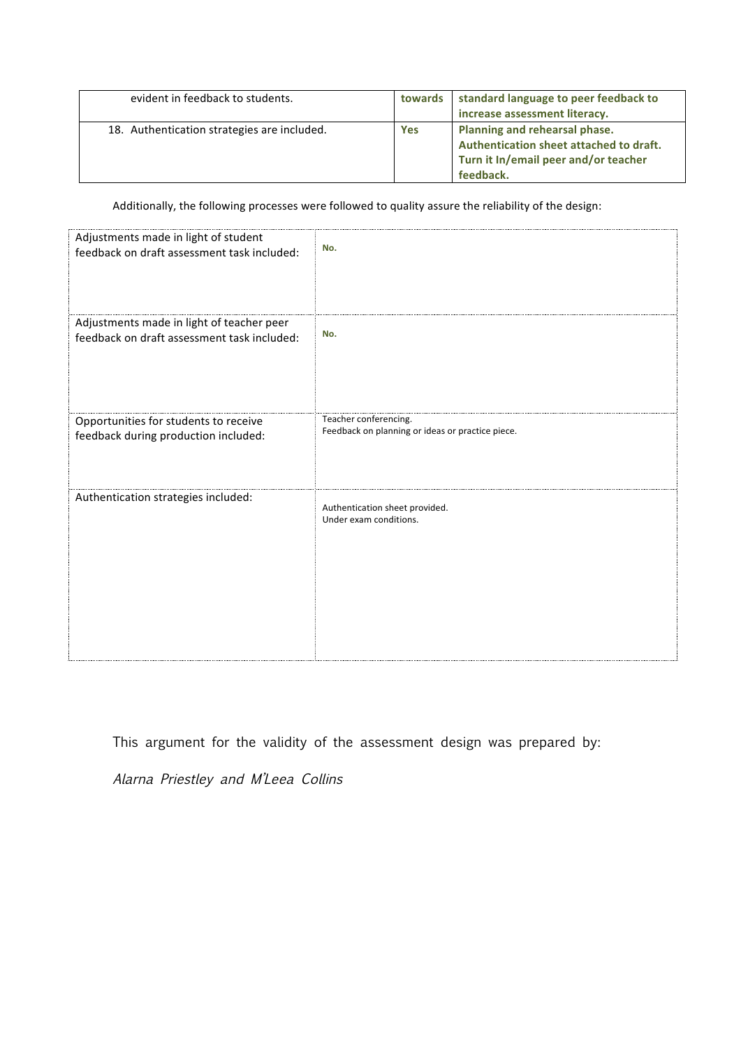| | | |
|---|---|---|
| evident in feedback to students. | **towards** | **standard language to peer feedback to increase assessment literacy.** |
| 18. Authentication strategies are included. | **Yes** | **Planning and rehearsal phase. Authentication sheet attached to draft. Turn it In/email peer and/or teacher feedback.** |

Additionally, the following processes were followed to quality assure the reliability of the design:

| | |
|---|---|
| Adjustments made in light of student feedback on draft assessment task included: | **No.** |
| Adjustments made in light of teacher peer feedback on draft assessment task included: | **No.** |
| Opportunities for students to receive feedback during production included: | Teacher conferencing.<br>Feedback on planning or ideas or practice piece. |
| Authentication strategies included: | Authentication sheet provided.<br>Under exam conditions. |

This argument for the validity of the assessment design was prepared by:

*Alarna Priestley and M'Leea Collins*